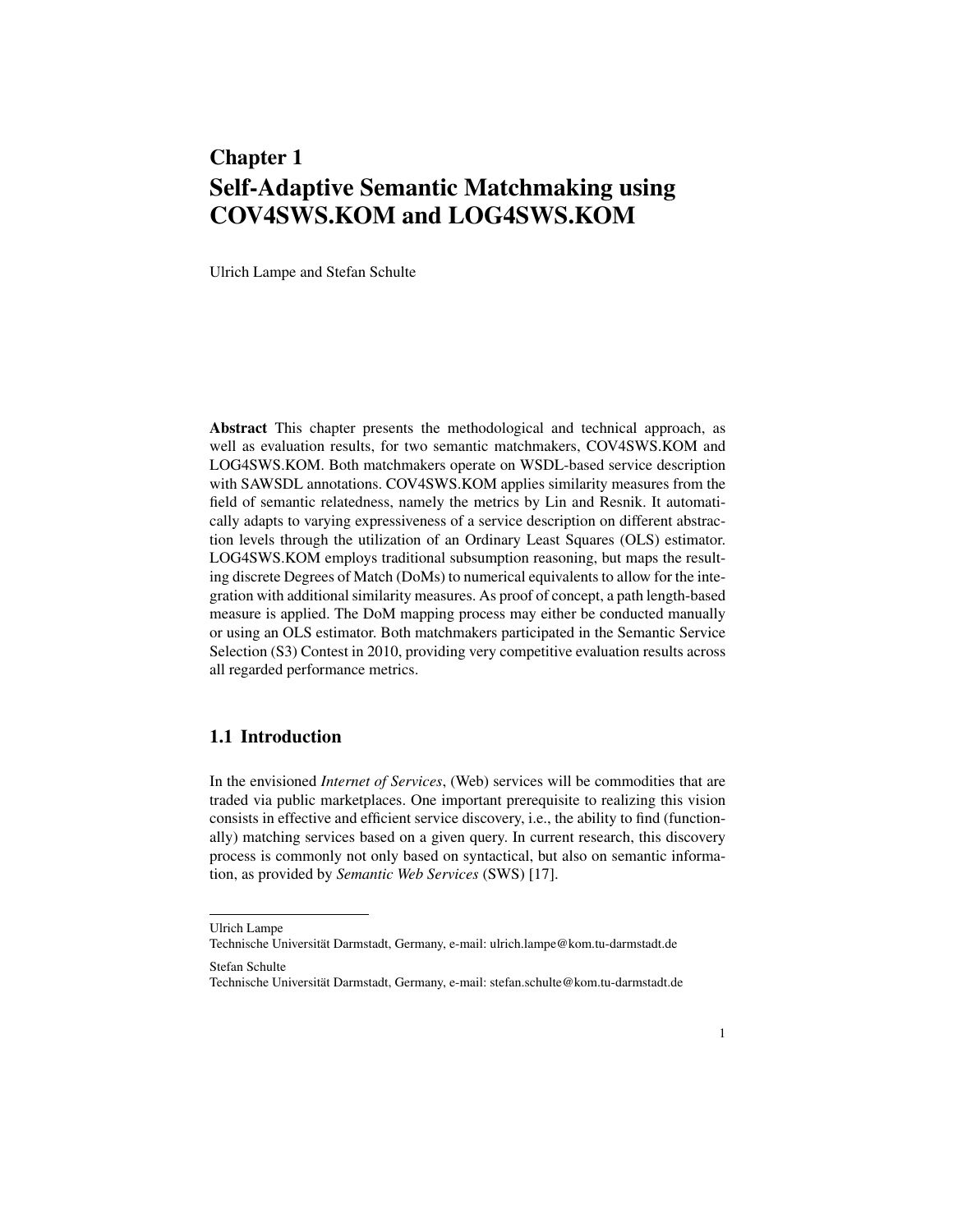# Chapter 1
# Self-Adaptive Semantic Matchmaking using COV4SWS.KOM and LOG4SWS.KOM

Ulrich Lampe and Stefan Schulte

**Abstract** This chapter presents the methodological and technical approach, as well as evaluation results, for two semantic matchmakers, COV4SWS.KOM and LOG4SWS.KOM. Both matchmakers operate on WSDL-based service description with SAWSDL annotations. COV4SWS.KOM applies similarity measures from the field of semantic relatedness, namely the metrics by Lin and Resnik. It automatically adapts to varying expressiveness of a service description on different abstraction levels through the utilization of an Ordinary Least Squares (OLS) estimator. LOG4SWS.KOM employs traditional subsumption reasoning, but maps the resulting discrete Degrees of Match (DoMs) to numerical equivalents to allow for the integration with additional similarity measures. As proof of concept, a path length-based measure is applied. The DoM mapping process may either be conducted manually or using an OLS estimator. Both matchmakers participated in the Semantic Service Selection (S3) Contest in 2010, providing very competitive evaluation results across all regarded performance metrics.

## 1.1 Introduction

In the envisioned *Internet of Services*, (Web) services will be commodities that are traded via public marketplaces. One important prerequisite to realizing this vision consists in effective and efficient service discovery, i.e., the ability to find (functionally) matching services based on a given query. In current research, this discovery process is commonly not only based on syntactical, but also on semantic information, as provided by *Semantic Web Services* (SWS) [17].

---

Ulrich Lampe
Technische Universität Darmstadt, Germany, e-mail: ulrich.lampe@kom.tu-darmstadt.de

Stefan Schulte
Technische Universität Darmstadt, Germany, e-mail: stefan.schulte@kom.tu-darmstadt.de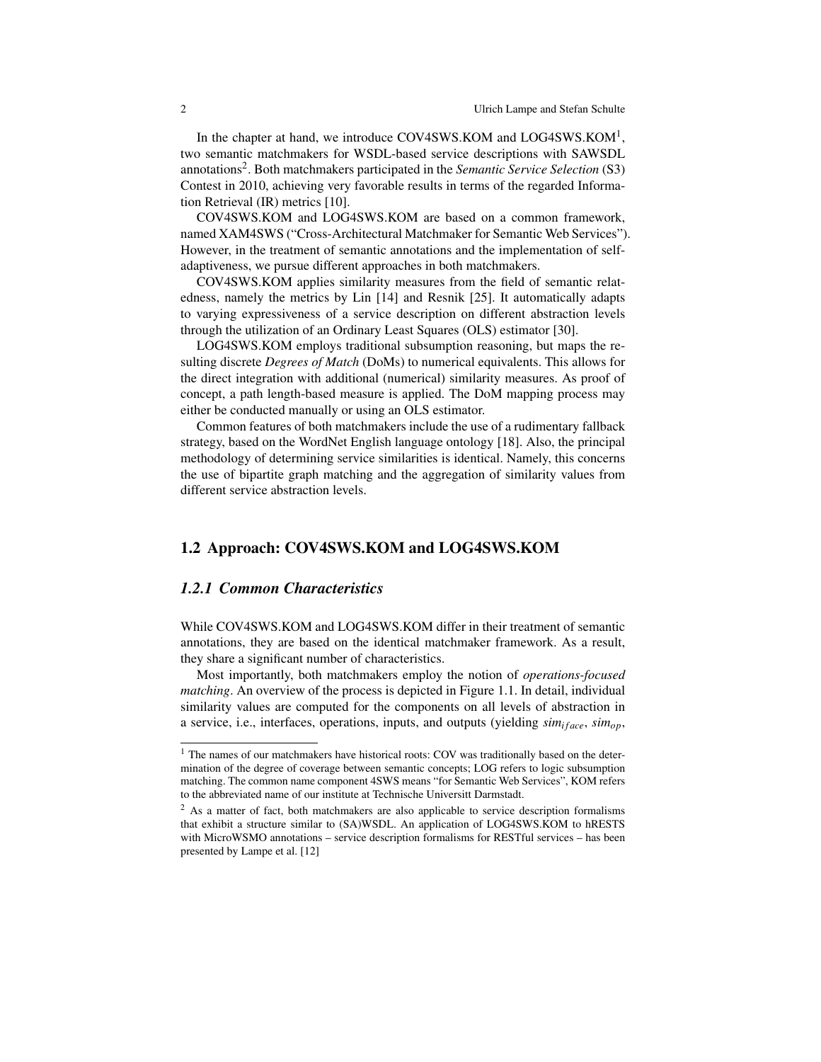In the chapter at hand, we introduce COV4SWS.KOM and LOG4SWS.KOM[1], two semantic matchmakers for WSDL-based service descriptions with SAWSDL annotations[2]. Both matchmakers participated in the *Semantic Service Selection* (S3) Contest in 2010, achieving very favorable results in terms of the regarded Information Retrieval (IR) metrics [10].

COV4SWS.KOM and LOG4SWS.KOM are based on a common framework, named XAM4SWS ("Cross-Architectural Matchmaker for Semantic Web Services"). However, in the treatment of semantic annotations and the implementation of self-adaptiveness, we pursue different approaches in both matchmakers.

COV4SWS.KOM applies similarity measures from the field of semantic relatedness, namely the metrics by Lin [14] and Resnik [25]. It automatically adapts to varying expressiveness of a service description on different abstraction levels through the utilization of an Ordinary Least Squares (OLS) estimator [30].

LOG4SWS.KOM employs traditional subsumption reasoning, but maps the resulting discrete *Degrees of Match* (DoMs) to numerical equivalents. This allows for the direct integration with additional (numerical) similarity measures. As proof of concept, a path length-based measure is applied. The DoM mapping process may either be conducted manually or using an OLS estimator.

Common features of both matchmakers include the use of a rudimentary fallback strategy, based on the WordNet English language ontology [18]. Also, the principal methodology of determining service similarities is identical. Namely, this concerns the use of bipartite graph matching and the aggregation of similarity values from different service abstraction levels.

## 1.2 Approach: COV4SWS.KOM and LOG4SWS.KOM

### *1.2.1 Common Characteristics*

While COV4SWS.KOM and LOG4SWS.KOM differ in their treatment of semantic annotations, they are based on the identical matchmaker framework. As a result, they share a significant number of characteristics.

Most importantly, both matchmakers employ the notion of *operations-focused matching*. An overview of the process is depicted in Figure 1.1. In detail, individual similarity values are computed for the components on all levels of abstraction in a service, i.e., interfaces, operations, inputs, and outputs (yielding $sim_{iface}$, $sim_{op}$,

---

[1] The names of our matchmakers have historical roots: COV was traditionally based on the determination of the degree of coverage between semantic concepts; LOG refers to logic subsumption matching. The common name component 4SWS means "for Semantic Web Services", KOM refers to the abbreviated name of our institute at Technische Universitt Darmstadt.

[2] As a matter of fact, both matchmakers are also applicable to service description formalisms that exhibit a structure similar to (SA)WSDL. An application of LOG4SWS.KOM to hRESTS with MicroWSMO annotations – service description formalisms for RESTful services – has been presented by Lampe et al. [12]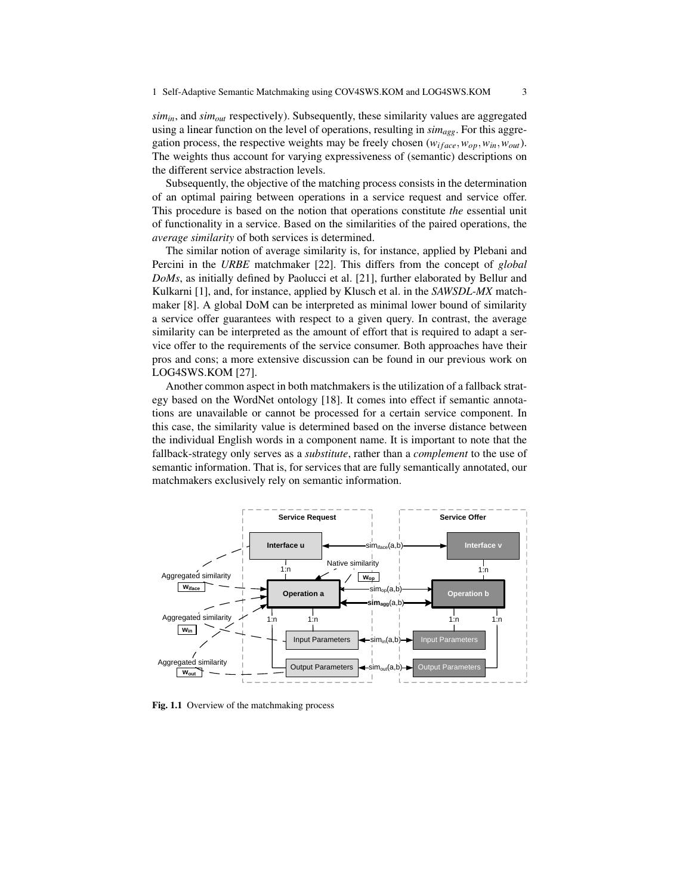$sim_{in}$, and $sim_{out}$ respectively). Subsequently, these similarity values are aggregated using a linear function on the level of operations, resulting in $sim_{agg}$. For this aggregation process, the respective weights may be freely chosen ($w_{iface}, w_{op}, w_{in}, w_{out}$). The weights thus account for varying expressiveness of (semantic) descriptions on the different service abstraction levels.

Subsequently, the objective of the matching process consists in the determination of an optimal pairing between operations in a service request and service offer. This procedure is based on the notion that operations constitute *the* essential unit of functionality in a service. Based on the similarities of the paired operations, the *average similarity* of both services is determined.

The similar notion of average similarity is, for instance, applied by Plebani and Percini in the *URBE* matchmaker [22]. This differs from the concept of *global DoMs*, as initially defined by Paolucci et al. [21], further elaborated by Bellur and Kulkarni [1], and, for instance, applied by Klusch et al. in the *SAWSDL-MX* matchmaker [8]. A global DoM can be interpreted as minimal lower bound of similarity a service offer guarantees with respect to a given query. In contrast, the average similarity can be interpreted as the amount of effort that is required to adapt a service offer to the requirements of the service consumer. Both approaches have their pros and cons; a more extensive discussion can be found in our previous work on LOG4SWS.KOM [27].

Another common aspect in both matchmakers is the utilization of a fallback strategy based on the WordNet ontology [18]. It comes into effect if semantic annotations are unavailable or cannot be processed for a certain service component. In this case, the similarity value is determined based on the inverse distance between the individual English words in a component name. It is important to note that the fallback-strategy only serves as a *substitute*, rather than a *complement* to the use of semantic information. That is, for services that are fully semantically annotated, our matchmakers exclusively rely on semantic information.

**Fig. 1.1** Overview of the matchmaking process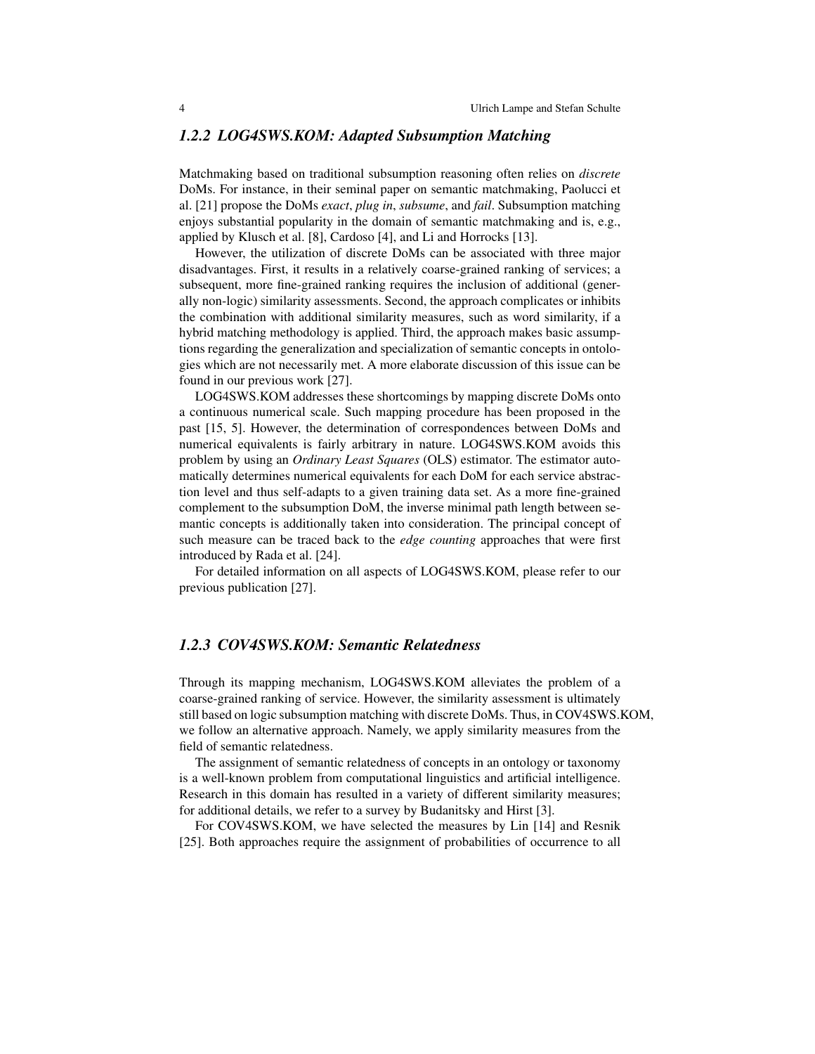### 1.2.2 LOG4SWS.KOM: Adapted Subsumption Matching

Matchmaking based on traditional subsumption reasoning often relies on *discrete* DoMs. For instance, in their seminal paper on semantic matchmaking, Paolucci et al. [21] propose the DoMs *exact*, *plug in*, *subsume*, and *fail*. Subsumption matching enjoys substantial popularity in the domain of semantic matchmaking and is, e.g., applied by Klusch et al. [8], Cardoso [4], and Li and Horrocks [13].

However, the utilization of discrete DoMs can be associated with three major disadvantages. First, it results in a relatively coarse-grained ranking of services; a subsequent, more fine-grained ranking requires the inclusion of additional (generally non-logic) similarity assessments. Second, the approach complicates or inhibits the combination with additional similarity measures, such as word similarity, if a hybrid matching methodology is applied. Third, the approach makes basic assumptions regarding the generalization and specialization of semantic concepts in ontologies which are not necessarily met. A more elaborate discussion of this issue can be found in our previous work [27].

LOG4SWS.KOM addresses these shortcomings by mapping discrete DoMs onto a continuous numerical scale. Such mapping procedure has been proposed in the past [15, 5]. However, the determination of correspondences between DoMs and numerical equivalents is fairly arbitrary in nature. LOG4SWS.KOM avoids this problem by using an *Ordinary Least Squares* (OLS) estimator. The estimator automatically determines numerical equivalents for each DoM for each service abstraction level and thus self-adapts to a given training data set. As a more fine-grained complement to the subsumption DoM, the inverse minimal path length between semantic concepts is additionally taken into consideration. The principal concept of such measure can be traced back to the *edge counting* approaches that were first introduced by Rada et al. [24].

For detailed information on all aspects of LOG4SWS.KOM, please refer to our previous publication [27].

### 1.2.3 COV4SWS.KOM: Semantic Relatedness

Through its mapping mechanism, LOG4SWS.KOM alleviates the problem of a coarse-grained ranking of service. However, the similarity assessment is ultimately still based on logic subsumption matching with discrete DoMs. Thus, in COV4SWS.KOM, we follow an alternative approach. Namely, we apply similarity measures from the field of semantic relatedness.

The assignment of semantic relatedness of concepts in an ontology or taxonomy is a well-known problem from computational linguistics and artificial intelligence. Research in this domain has resulted in a variety of different similarity measures; for additional details, we refer to a survey by Budanitsky and Hirst [3].

For COV4SWS.KOM, we have selected the measures by Lin [14] and Resnik [25]. Both approaches require the assignment of probabilities of occurrence to all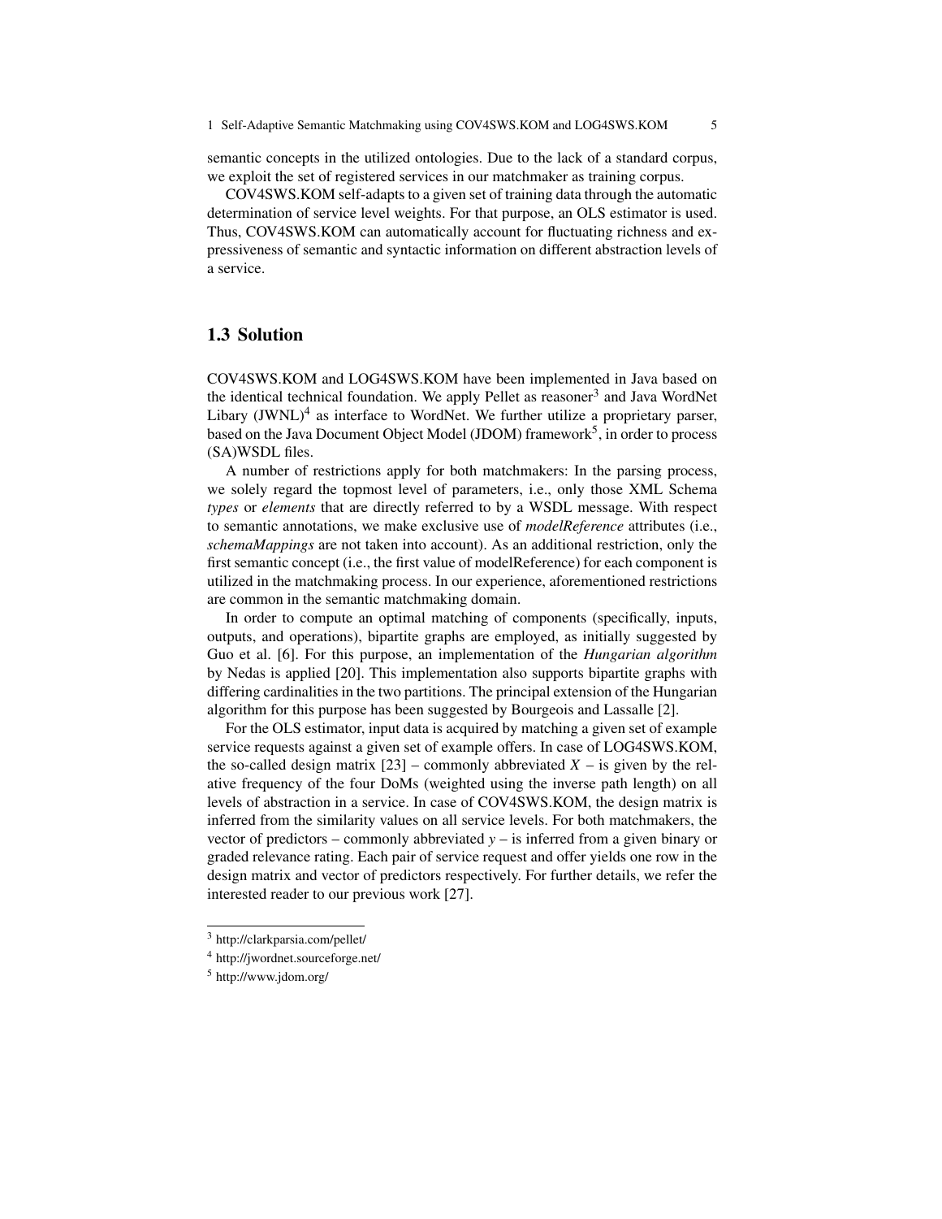semantic concepts in the utilized ontologies. Due to the lack of a standard corpus, we exploit the set of registered services in our matchmaker as training corpus.

COV4SWS.KOM self-adapts to a given set of training data through the automatic determination of service level weights. For that purpose, an OLS estimator is used. Thus, COV4SWS.KOM can automatically account for fluctuating richness and expressiveness of semantic and syntactic information on different abstraction levels of a service.

## 1.3 Solution

COV4SWS.KOM and LOG4SWS.KOM have been implemented in Java based on the identical technical foundation. We apply Pellet as reasoner[3] and Java WordNet Libary (JWNL)[4] as interface to WordNet. We further utilize a proprietary parser, based on the Java Document Object Model (JDOM) framework[5], in order to process (SA)WSDL files.

A number of restrictions apply for both matchmakers: In the parsing process, we solely regard the topmost level of parameters, i.e., only those XML Schema *types* or *elements* that are directly referred to by a WSDL message. With respect to semantic annotations, we make exclusive use of *modelReference* attributes (i.e., *schemaMappings* are not taken into account). As an additional restriction, only the first semantic concept (i.e., the first value of modelReference) for each component is utilized in the matchmaking process. In our experience, aforementioned restrictions are common in the semantic matchmaking domain.

In order to compute an optimal matching of components (specifically, inputs, outputs, and operations), bipartite graphs are employed, as initially suggested by Guo et al. [6]. For this purpose, an implementation of the *Hungarian algorithm* by Nedas is applied [20]. This implementation also supports bipartite graphs with differing cardinalities in the two partitions. The principal extension of the Hungarian algorithm for this purpose has been suggested by Bourgeois and Lassalle [2].

For the OLS estimator, input data is acquired by matching a given set of example service requests against a given set of example offers. In case of LOG4SWS.KOM, the so-called design matrix [23] – commonly abbreviated $X$ – is given by the relative frequency of the four DoMs (weighted using the inverse path length) on all levels of abstraction in a service. In case of COV4SWS.KOM, the design matrix is inferred from the similarity values on all service levels. For both matchmakers, the vector of predictors – commonly abbreviated $y$ – is inferred from a given binary or graded relevance rating. Each pair of service request and offer yields one row in the design matrix and vector of predictors respectively. For further details, we refer the interested reader to our previous work [27].

[3] http://clarkparsia.com/pellet/

[4] http://jwordnet.sourceforge.net/

[5] http://www.jdom.org/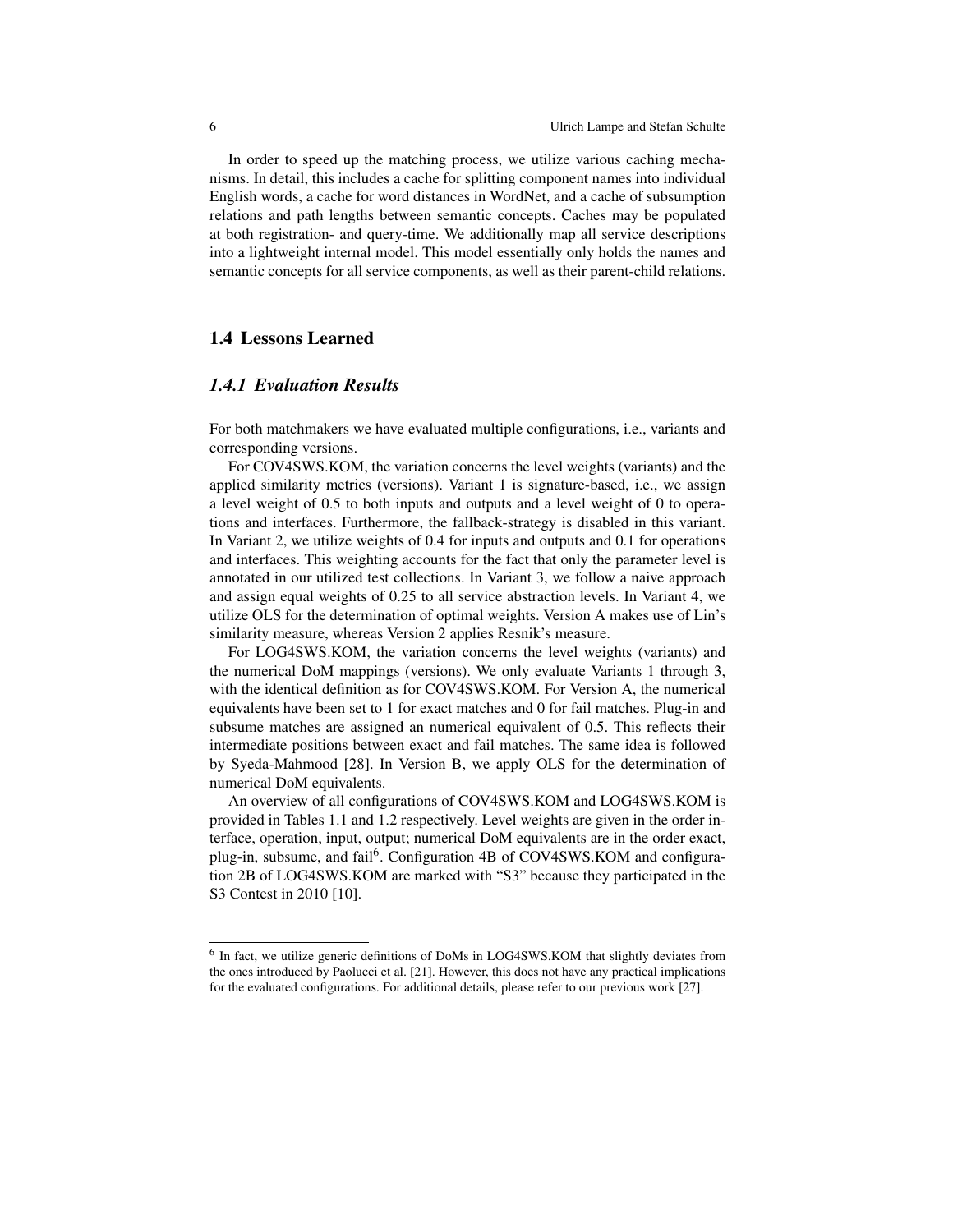In order to speed up the matching process, we utilize various caching mechanisms. In detail, this includes a cache for splitting component names into individual English words, a cache for word distances in WordNet, and a cache of subsumption relations and path lengths between semantic concepts. Caches may be populated at both registration- and query-time. We additionally map all service descriptions into a lightweight internal model. This model essentially only holds the names and semantic concepts for all service components, as well as their parent-child relations.

## 1.4 Lessons Learned

### *1.4.1 Evaluation Results*

For both matchmakers we have evaluated multiple configurations, i.e., variants and corresponding versions.

For COV4SWS.KOM, the variation concerns the level weights (variants) and the applied similarity metrics (versions). Variant 1 is signature-based, i.e., we assign a level weight of 0.5 to both inputs and outputs and a level weight of 0 to operations and interfaces. Furthermore, the fallback-strategy is disabled in this variant. In Variant 2, we utilize weights of 0.4 for inputs and outputs and 0.1 for operations and interfaces. This weighting accounts for the fact that only the parameter level is annotated in our utilized test collections. In Variant 3, we follow a naive approach and assign equal weights of 0.25 to all service abstraction levels. In Variant 4, we utilize OLS for the determination of optimal weights. Version A makes use of Lin's similarity measure, whereas Version 2 applies Resnik's measure.

For LOG4SWS.KOM, the variation concerns the level weights (variants) and the numerical DoM mappings (versions). We only evaluate Variants 1 through 3, with the identical definition as for COV4SWS.KOM. For Version A, the numerical equivalents have been set to 1 for exact matches and 0 for fail matches. Plug-in and subsume matches are assigned an numerical equivalent of 0.5. This reflects their intermediate positions between exact and fail matches. The same idea is followed by Syeda-Mahmood [28]. In Version B, we apply OLS for the determination of numerical DoM equivalents.

An overview of all configurations of COV4SWS.KOM and LOG4SWS.KOM is provided in Tables 1.1 and 1.2 respectively. Level weights are given in the order interface, operation, input, output; numerical DoM equivalents are in the order exact, plug-in, subsume, and fail[6]. Configuration 4B of COV4SWS.KOM and configuration 2B of LOG4SWS.KOM are marked with "S3" because they participated in the S3 Contest in 2010 [10].

[6] In fact, we utilize generic definitions of DoMs in LOG4SWS.KOM that slightly deviates from the ones introduced by Paolucci et al. [21]. However, this does not have any practical implications for the evaluated configurations. For additional details, please refer to our previous work [27].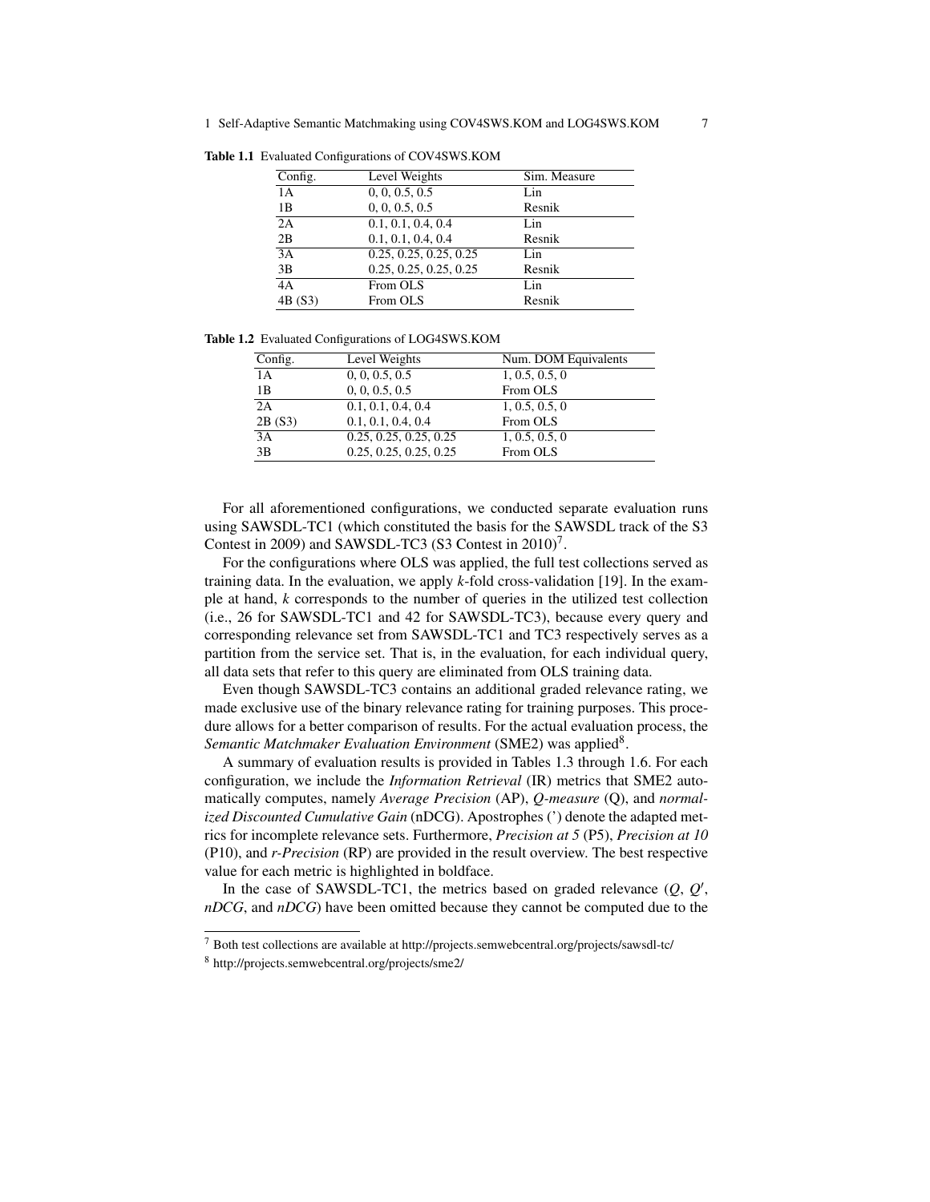**Table 1.1** Evaluated Configurations of COV4SWS.KOM

| Config. | Level Weights | Sim. Measure |
|---|---|---|
| 1A | 0, 0, 0.5, 0.5 | Lin |
| 1B | 0, 0, 0.5, 0.5 | Resnik |
| 2A | 0.1, 0.1, 0.4, 0.4 | Lin |
| 2B | 0.1, 0.1, 0.4, 0.4 | Resnik |
| 3A | 0.25, 0.25, 0.25, 0.25 | Lin |
| 3B | 0.25, 0.25, 0.25, 0.25 | Resnik |
| 4A | From OLS | Lin |
| 4B (S3) | From OLS | Resnik |

**Table 1.2** Evaluated Configurations of LOG4SWS.KOM

| Config. | Level Weights | Num. DOM Equivalents |
|---|---|---|
| 1A | 0, 0, 0.5, 0.5 | 1, 0.5, 0.5, 0 |
| 1B | 0, 0, 0.5, 0.5 | From OLS |
| 2A | 0.1, 0.1, 0.4, 0.4 | 1, 0.5, 0.5, 0 |
| 2B (S3) | 0.1, 0.1, 0.4, 0.4 | From OLS |
| 3A | 0.25, 0.25, 0.25, 0.25 | 1, 0.5, 0.5, 0 |
| 3B | 0.25, 0.25, 0.25, 0.25 | From OLS |

For all aforementioned configurations, we conducted separate evaluation runs using SAWSDL-TC1 (which constituted the basis for the SAWSDL track of the S3 Contest in 2009) and SAWSDL-TC3 (S3 Contest in 2010)[7].

For the configurations where OLS was applied, the full test collections served as training data. In the evaluation, we apply *k*-fold cross-validation [19]. In the example at hand, *k* corresponds to the number of queries in the utilized test collection (i.e., 26 for SAWSDL-TC1 and 42 for SAWSDL-TC3), because every query and corresponding relevance set from SAWSDL-TC1 and TC3 respectively serves as a partition from the service set. That is, in the evaluation, for each individual query, all data sets that refer to this query are eliminated from OLS training data.

Even though SAWSDL-TC3 contains an additional graded relevance rating, we made exclusive use of the binary relevance rating for training purposes. This procedure allows for a better comparison of results. For the actual evaluation process, the *Semantic Matchmaker Evaluation Environment* (SME2) was applied[8].

A summary of evaluation results is provided in Tables 1.3 through 1.6. For each configuration, we include the *Information Retrieval* (IR) metrics that SME2 automatically computes, namely *Average Precision* (AP), *Q-measure* (Q), and *normalized Discounted Cumulative Gain* (nDCG). Apostrophes (') denote the adapted metrics for incomplete relevance sets. Furthermore, *Precision at 5* (P5), *Precision at 10* (P10), and *r-Precision* (RP) are provided in the result overview. The best respective value for each metric is highlighted in boldface.

In the case of SAWSDL-TC1, the metrics based on graded relevance ($Q$, $Q'$, *nDCG*, and *nDCG*) have been omitted because they cannot be computed due to the

[7] Both test collections are available at http://projects.semwebcentral.org/projects/sawsdl-tc/

[8] http://projects.semwebcentral.org/projects/sme2/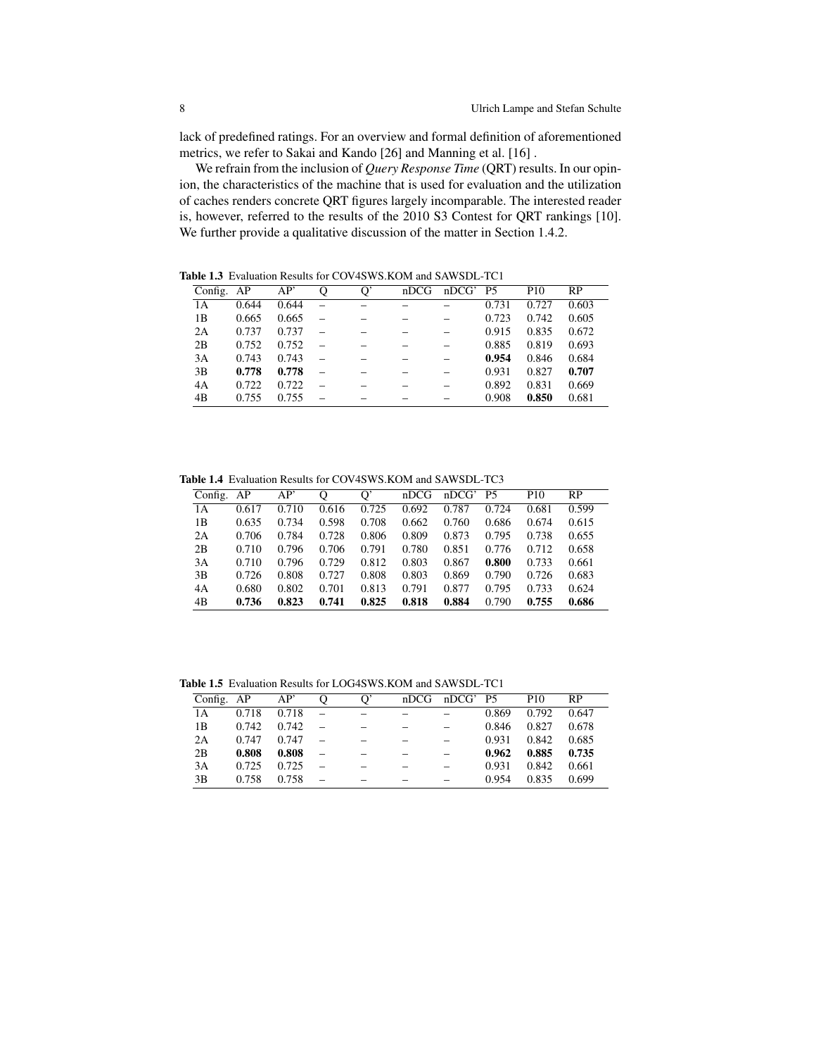lack of predefined ratings. For an overview and formal definition of aforementioned metrics, we refer to Sakai and Kando [26] and Manning et al. [16] .

We refrain from the inclusion of *Query Response Time* (QRT) results. In our opinion, the characteristics of the machine that is used for evaluation and the utilization of caches renders concrete QRT figures largely incomparable. The interested reader is, however, referred to the results of the 2010 S3 Contest for QRT rankings [10]. We further provide a qualitative discussion of the matter in Section 1.4.2.

**Table 1.3** Evaluation Results for COV4SWS.KOM and SAWSDL-TC1

| Config. | AP | AP' | Q | Q' | nDCG | nDCG' | P5 | P10 | RP |
|---|---|---|---|---|---|---|---|---|---|
| 1A | 0.644 | 0.644 | – | – | – | – | 0.731 | 0.727 | 0.603 |
| 1B | 0.665 | 0.665 | – | – | – | – | 0.723 | 0.742 | 0.605 |
| 2A | 0.737 | 0.737 | – | – | – | – | 0.915 | 0.835 | 0.672 |
| 2B | 0.752 | 0.752 | – | – | – | – | 0.885 | 0.819 | 0.693 |
| 3A | 0.743 | 0.743 | – | – | – | – | **0.954** | 0.846 | 0.684 |
| 3B | **0.778** | **0.778** | – | – | – | – | 0.931 | 0.827 | **0.707** |
| 4A | 0.722 | 0.722 | – | – | – | – | 0.892 | 0.831 | 0.669 |
| 4B | 0.755 | 0.755 | – | – | – | – | 0.908 | **0.850** | 0.681 |

**Table 1.4** Evaluation Results for COV4SWS.KOM and SAWSDL-TC3

| Config. | AP | AP' | Q | Q' | nDCG | nDCG' | P5 | P10 | RP |
|---|---|---|---|---|---|---|---|---|---|
| 1A | 0.617 | 0.710 | 0.616 | 0.725 | 0.692 | 0.787 | 0.724 | 0.681 | 0.599 |
| 1B | 0.635 | 0.734 | 0.598 | 0.708 | 0.662 | 0.760 | 0.686 | 0.674 | 0.615 |
| 2A | 0.706 | 0.784 | 0.728 | 0.806 | 0.809 | 0.873 | 0.795 | 0.738 | 0.655 |
| 2B | 0.710 | 0.796 | 0.706 | 0.791 | 0.780 | 0.851 | 0.776 | 0.712 | 0.658 |
| 3A | 0.710 | 0.796 | 0.729 | 0.812 | 0.803 | 0.867 | **0.800** | 0.733 | 0.661 |
| 3B | 0.726 | 0.808 | 0.727 | 0.808 | 0.803 | 0.869 | 0.790 | 0.726 | 0.683 |
| 4A | 0.680 | 0.802 | 0.701 | 0.813 | 0.791 | 0.877 | 0.795 | 0.733 | 0.624 |
| 4B | **0.736** | **0.823** | **0.741** | **0.825** | **0.818** | **0.884** | 0.790 | **0.755** | **0.686** |

**Table 1.5** Evaluation Results for LOG4SWS.KOM and SAWSDL-TC1

| Config. | AP | AP' | Q | Q' | nDCG | nDCG' | P5 | P10 | RP |
|---|---|---|---|---|---|---|---|---|---|
| 1A | 0.718 | 0.718 | – | – | – | – | 0.869 | 0.792 | 0.647 |
| 1B | 0.742 | 0.742 | – | – | – | – | 0.846 | 0.827 | 0.678 |
| 2A | 0.747 | 0.747 | – | – | – | – | 0.931 | 0.842 | 0.685 |
| 2B | **0.808** | **0.808** | – | – | – | – | **0.962** | **0.885** | **0.735** |
| 3A | 0.725 | 0.725 | – | – | – | – | 0.931 | 0.842 | 0.661 |
| 3B | 0.758 | 0.758 | – | – | – | – | 0.954 | 0.835 | 0.699 |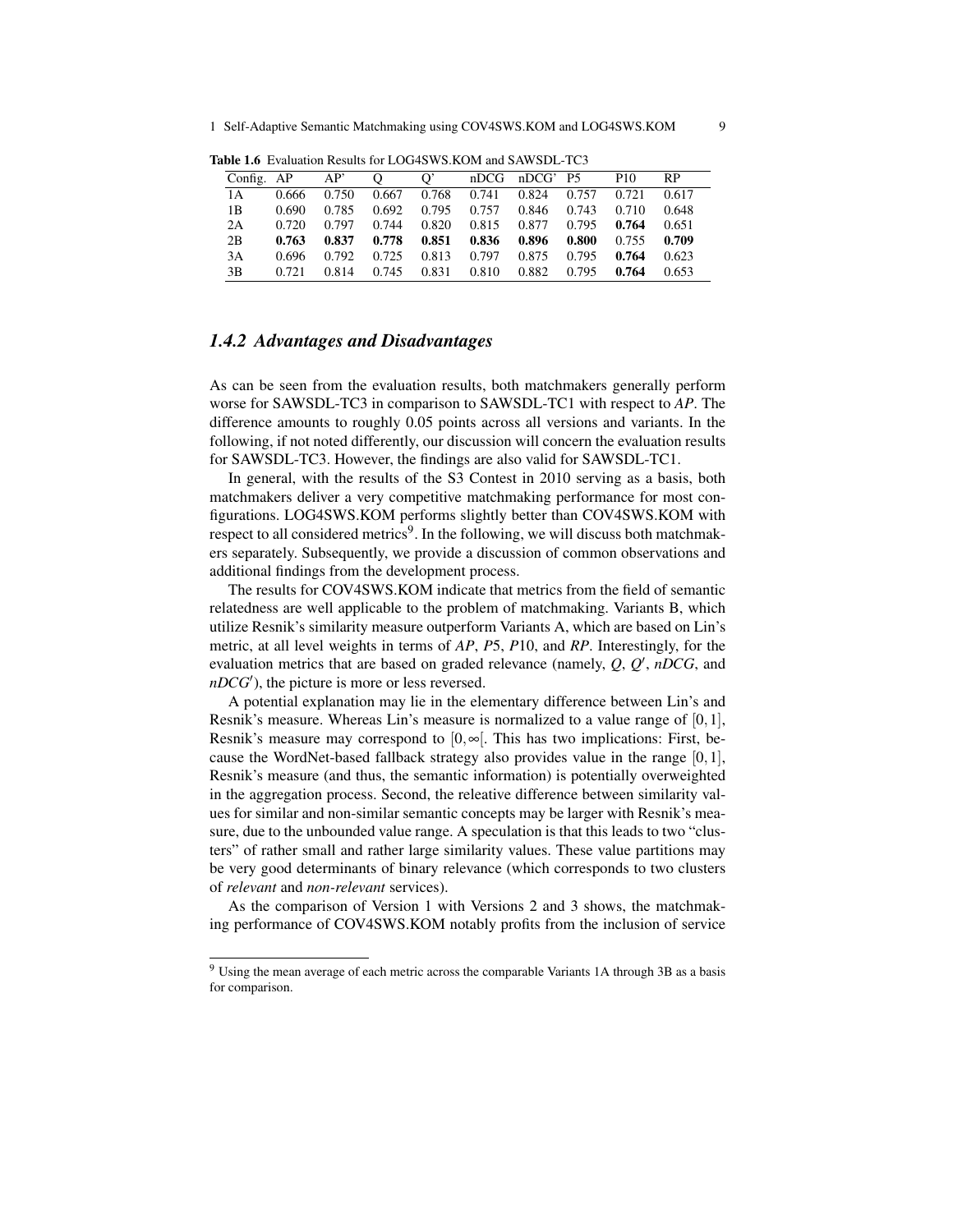**Table 1.6** Evaluation Results for LOG4SWS.KOM and SAWSDL-TC3

| Config. | AP | AP' | Q | Q' | nDCG | nDCG' | P5 | P10 | RP |
|---|---|---|---|---|---|---|---|---|---|
| 1A | 0.666 | 0.750 | 0.667 | 0.768 | 0.741 | 0.824 | 0.757 | 0.721 | 0.617 |
| 1B | 0.690 | 0.785 | 0.692 | 0.795 | 0.757 | 0.846 | 0.743 | 0.710 | 0.648 |
| 2A | 0.720 | 0.797 | 0.744 | 0.820 | 0.815 | 0.877 | 0.795 | **0.764** | 0.651 |
| 2B | **0.763** | **0.837** | **0.778** | **0.851** | **0.836** | **0.896** | **0.800** | 0.755 | **0.709** |
| 3A | 0.696 | 0.792 | 0.725 | 0.813 | 0.797 | 0.875 | 0.795 | **0.764** | 0.623 |
| 3B | 0.721 | 0.814 | 0.745 | 0.831 | 0.810 | 0.882 | 0.795 | **0.764** | 0.653 |

### *1.4.2 Advantages and Disadvantages*

As can be seen from the evaluation results, both matchmakers generally perform worse for SAWSDL-TC3 in comparison to SAWSDL-TC1 with respect to *AP*. The difference amounts to roughly 0.05 points across all versions and variants. In the following, if not noted differently, our discussion will concern the evaluation results for SAWSDL-TC3. However, the findings are also valid for SAWSDL-TC1.

In general, with the results of the S3 Contest in 2010 serving as a basis, both matchmakers deliver a very competitive matchmaking performance for most configurations. LOG4SWS.KOM performs slightly better than COV4SWS.KOM with respect to all considered metrics[9]. In the following, we will discuss both matchmakers separately. Subsequently, we provide a discussion of common observations and additional findings from the development process.

The results for COV4SWS.KOM indicate that metrics from the field of semantic relatedness are well applicable to the problem of matchmaking. Variants B, which utilize Resnik's similarity measure outperform Variants A, which are based on Lin's metric, at all level weights in terms of *AP*, *P*5, *P*10, and *RP*. Interestingly, for the evaluation metrics that are based on graded relevance (namely, $Q$, $Q'$, $nDCG$, and $nDCG'$), the picture is more or less reversed.

A potential explanation may lie in the elementary difference between Lin's and Resnik's measure. Whereas Lin's measure is normalized to a value range of $[0,1]$, Resnik's measure may correspond to $[0,\infty[$. This has two implications: First, because the WordNet-based fallback strategy also provides value in the range $[0,1]$, Resnik's measure (and thus, the semantic information) is potentially overweighted in the aggregation process. Second, the releative difference between similarity values for similar and non-similar semantic concepts may be larger with Resnik's measure, due to the unbounded value range. A speculation is that this leads to two "clusters" of rather small and rather large similarity values. These value partitions may be very good determinants of binary relevance (which corresponds to two clusters of *relevant* and *non-relevant* services).

As the comparison of Version 1 with Versions 2 and 3 shows, the matchmaking performance of COV4SWS.KOM notably profits from the inclusion of service

[9] Using the mean average of each metric across the comparable Variants 1A through 3B as a basis for comparison.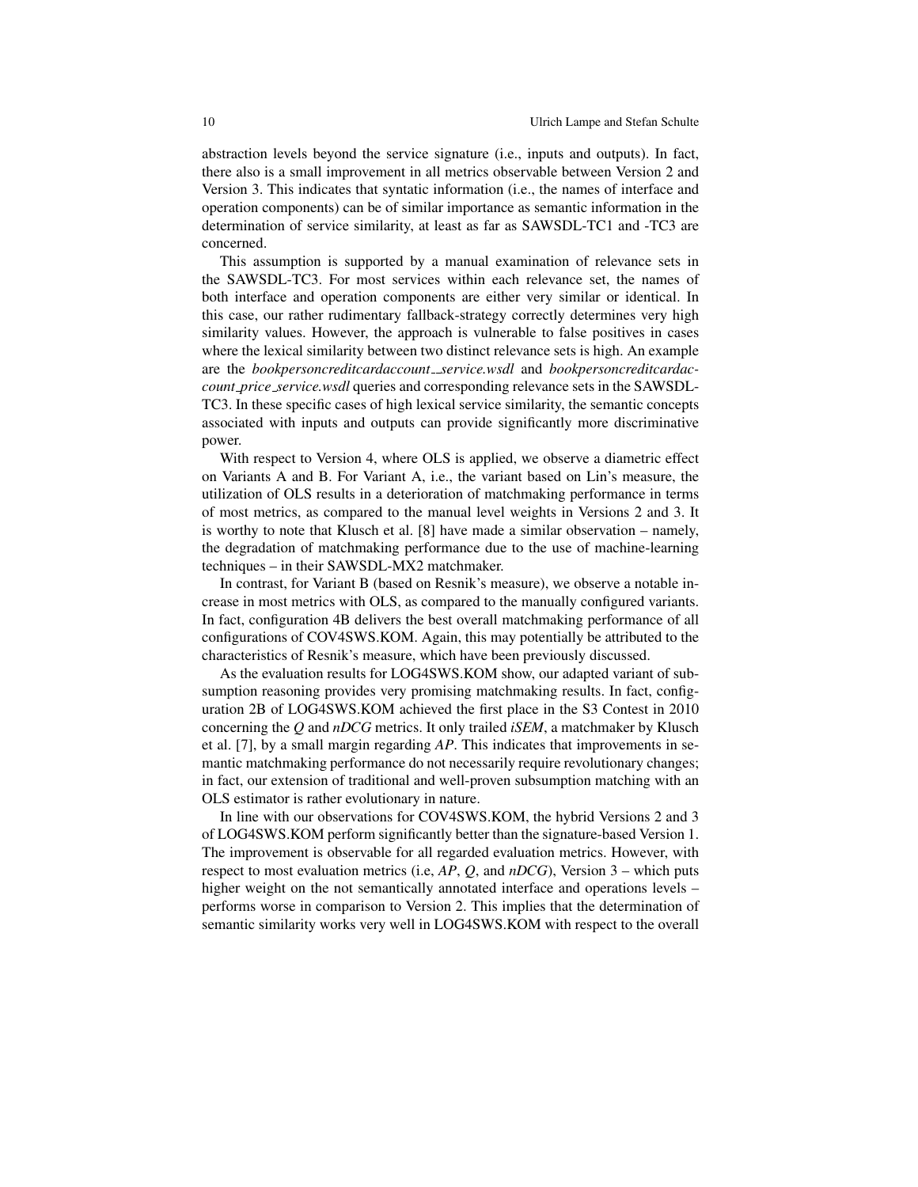abstraction levels beyond the service signature (i.e., inputs and outputs). In fact, there also is a small improvement in all metrics observable between Version 2 and Version 3. This indicates that syntatic information (i.e., the names of interface and operation components) can be of similar importance as semantic information in the determination of service similarity, at least as far as SAWSDL-TC1 and -TC3 are concerned.

This assumption is supported by a manual examination of relevance sets in the SAWSDL-TC3. For most services within each relevance set, the names of both interface and operation components are either very similar or identical. In this case, our rather rudimentary fallback-strategy correctly determines very high similarity values. However, the approach is vulnerable to false positives in cases where the lexical similarity between two distinct relevance sets is high. An example are the *bookpersoncreditcardaccount__service.wsdl* and *bookpersoncreditcardaccount_price_service.wsdl* queries and corresponding relevance sets in the SAWSDL-TC3. In these specific cases of high lexical service similarity, the semantic concepts associated with inputs and outputs can provide significantly more discriminative power.

With respect to Version 4, where OLS is applied, we observe a diametric effect on Variants A and B. For Variant A, i.e., the variant based on Lin's measure, the utilization of OLS results in a deterioration of matchmaking performance in terms of most metrics, as compared to the manual level weights in Versions 2 and 3. It is worthy to note that Klusch et al. [8] have made a similar observation – namely, the degradation of matchmaking performance due to the use of machine-learning techniques – in their SAWSDL-MX2 matchmaker.

In contrast, for Variant B (based on Resnik's measure), we observe a notable increase in most metrics with OLS, as compared to the manually configured variants. In fact, configuration 4B delivers the best overall matchmaking performance of all configurations of COV4SWS.KOM. Again, this may potentially be attributed to the characteristics of Resnik's measure, which have been previously discussed.

As the evaluation results for LOG4SWS.KOM show, our adapted variant of subsumption reasoning provides very promising matchmaking results. In fact, configuration 2B of LOG4SWS.KOM achieved the first place in the S3 Contest in 2010 concerning the *Q* and *nDCG* metrics. It only trailed *iSEM*, a matchmaker by Klusch et al. [7], by a small margin regarding *AP*. This indicates that improvements in semantic matchmaking performance do not necessarily require revolutionary changes; in fact, our extension of traditional and well-proven subsumption matching with an OLS estimator is rather evolutionary in nature.

In line with our observations for COV4SWS.KOM, the hybrid Versions 2 and 3 of LOG4SWS.KOM perform significantly better than the signature-based Version 1. The improvement is observable for all regarded evaluation metrics. However, with respect to most evaluation metrics (i.e, *AP*, *Q*, and *nDCG*), Version 3 – which puts higher weight on the not semantically annotated interface and operations levels – performs worse in comparison to Version 2. This implies that the determination of semantic similarity works very well in LOG4SWS.KOM with respect to the overall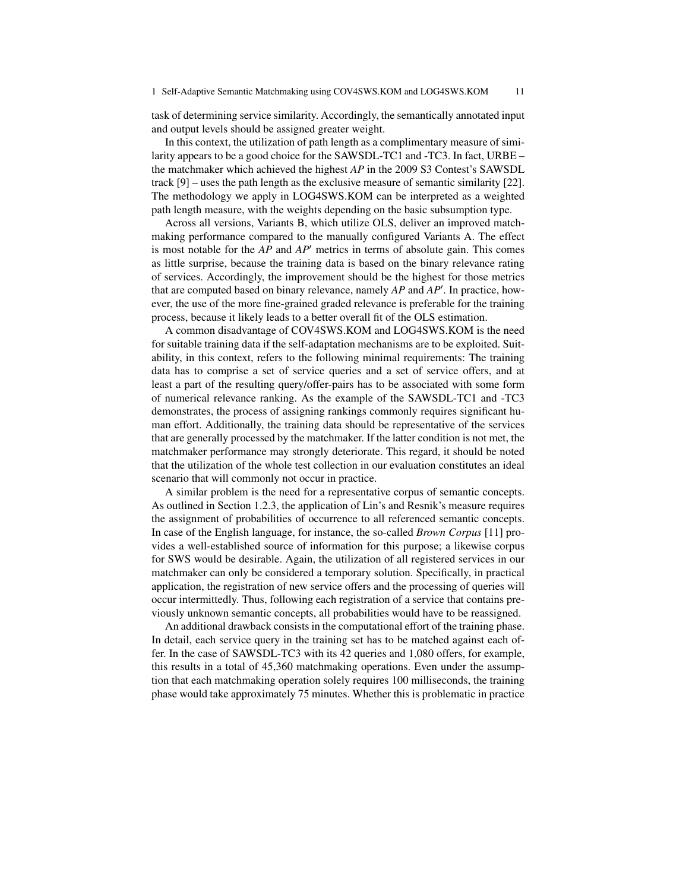task of determining service similarity. Accordingly, the semantically annotated input and output levels should be assigned greater weight.

In this context, the utilization of path length as a complimentary measure of similarity appears to be a good choice for the SAWSDL-TC1 and -TC3. In fact, URBE – the matchmaker which achieved the highest *AP* in the 2009 S3 Contest's SAWSDL track [9] – uses the path length as the exclusive measure of semantic similarity [22]. The methodology we apply in LOG4SWS.KOM can be interpreted as a weighted path length measure, with the weights depending on the basic subsumption type.

Across all versions, Variants B, which utilize OLS, deliver an improved matchmaking performance compared to the manually configured Variants A. The effect is most notable for the *AP* and $AP'$ metrics in terms of absolute gain. This comes as little surprise, because the training data is based on the binary relevance rating of services. Accordingly, the improvement should be the highest for those metrics that are computed based on binary relevance, namely *AP* and $AP'$. In practice, however, the use of the more fine-grained graded relevance is preferable for the training process, because it likely leads to a better overall fit of the OLS estimation.

A common disadvantage of COV4SWS.KOM and LOG4SWS.KOM is the need for suitable training data if the self-adaptation mechanisms are to be exploited. Suitability, in this context, refers to the following minimal requirements: The training data has to comprise a set of service queries and a set of service offers, and at least a part of the resulting query/offer-pairs has to be associated with some form of numerical relevance ranking. As the example of the SAWSDL-TC1 and -TC3 demonstrates, the process of assigning rankings commonly requires significant human effort. Additionally, the training data should be representative of the services that are generally processed by the matchmaker. If the latter condition is not met, the matchmaker performance may strongly deteriorate. This regard, it should be noted that the utilization of the whole test collection in our evaluation constitutes an ideal scenario that will commonly not occur in practice.

A similar problem is the need for a representative corpus of semantic concepts. As outlined in Section 1.2.3, the application of Lin's and Resnik's measure requires the assignment of probabilities of occurrence to all referenced semantic concepts. In case of the English language, for instance, the so-called *Brown Corpus* [11] provides a well-established source of information for this purpose; a likewise corpus for SWS would be desirable. Again, the utilization of all registered services in our matchmaker can only be considered a temporary solution. Specifically, in practical application, the registration of new service offers and the processing of queries will occur intermittedly. Thus, following each registration of a service that contains previously unknown semantic concepts, all probabilities would have to be reassigned.

An additional drawback consists in the computational effort of the training phase. In detail, each service query in the training set has to be matched against each offer. In the case of SAWSDL-TC3 with its 42 queries and 1,080 offers, for example, this results in a total of 45,360 matchmaking operations. Even under the assumption that each matchmaking operation solely requires 100 milliseconds, the training phase would take approximately 75 minutes. Whether this is problematic in practice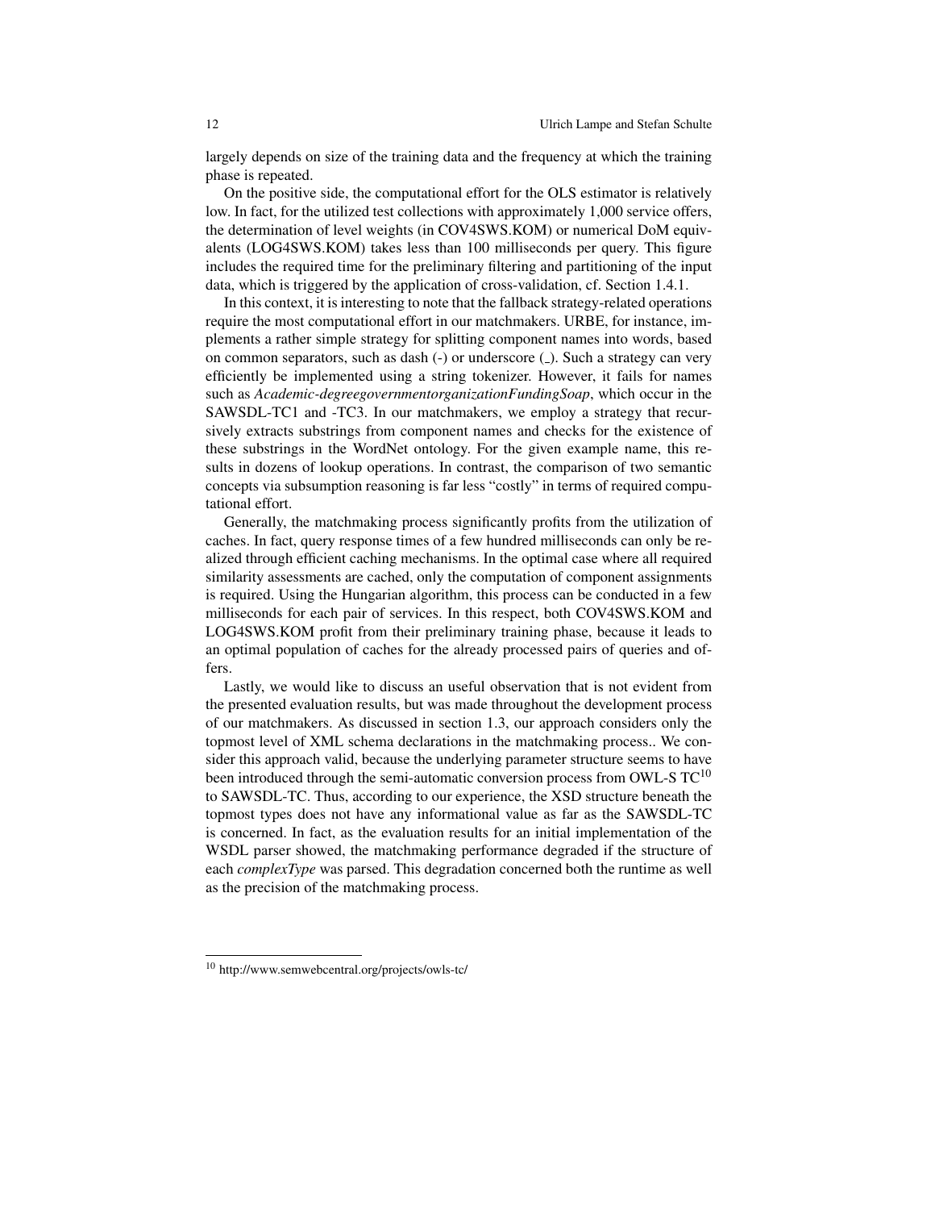largely depends on size of the training data and the frequency at which the training phase is repeated.

On the positive side, the computational effort for the OLS estimator is relatively low. In fact, for the utilized test collections with approximately 1,000 service offers, the determination of level weights (in COV4SWS.KOM) or numerical DoM equivalents (LOG4SWS.KOM) takes less than 100 milliseconds per query. This figure includes the required time for the preliminary filtering and partitioning of the input data, which is triggered by the application of cross-validation, cf. Section 1.4.1.

In this context, it is interesting to note that the fallback strategy-related operations require the most computational effort in our matchmakers. URBE, for instance, implements a rather simple strategy for splitting component names into words, based on common separators, such as dash (-) or underscore (_). Such a strategy can very efficiently be implemented using a string tokenizer. However, it fails for names such as *Academic-degreegovernmentorganizationFundingSoap*, which occur in the SAWSDL-TC1 and -TC3. In our matchmakers, we employ a strategy that recursively extracts substrings from component names and checks for the existence of these substrings in the WordNet ontology. For the given example name, this results in dozens of lookup operations. In contrast, the comparison of two semantic concepts via subsumption reasoning is far less "costly" in terms of required computational effort.

Generally, the matchmaking process significantly profits from the utilization of caches. In fact, query response times of a few hundred milliseconds can only be realized through efficient caching mechanisms. In the optimal case where all required similarity assessments are cached, only the computation of component assignments is required. Using the Hungarian algorithm, this process can be conducted in a few milliseconds for each pair of services. In this respect, both COV4SWS.KOM and LOG4SWS.KOM profit from their preliminary training phase, because it leads to an optimal population of caches for the already processed pairs of queries and offers.

Lastly, we would like to discuss an useful observation that is not evident from the presented evaluation results, but was made throughout the development process of our matchmakers. As discussed in section 1.3, our approach considers only the topmost level of XML schema declarations in the matchmaking process.. We consider this approach valid, because the underlying parameter structure seems to have been introduced through the semi-automatic conversion process from OWL-S TC[10] to SAWSDL-TC. Thus, according to our experience, the XSD structure beneath the topmost types does not have any informational value as far as the SAWSDL-TC is concerned. In fact, as the evaluation results for an initial implementation of the WSDL parser showed, the matchmaking performance degraded if the structure of each *complexType* was parsed. This degradation concerned both the runtime as well as the precision of the matchmaking process.

[10] http://www.semwebcentral.org/projects/owls-tc/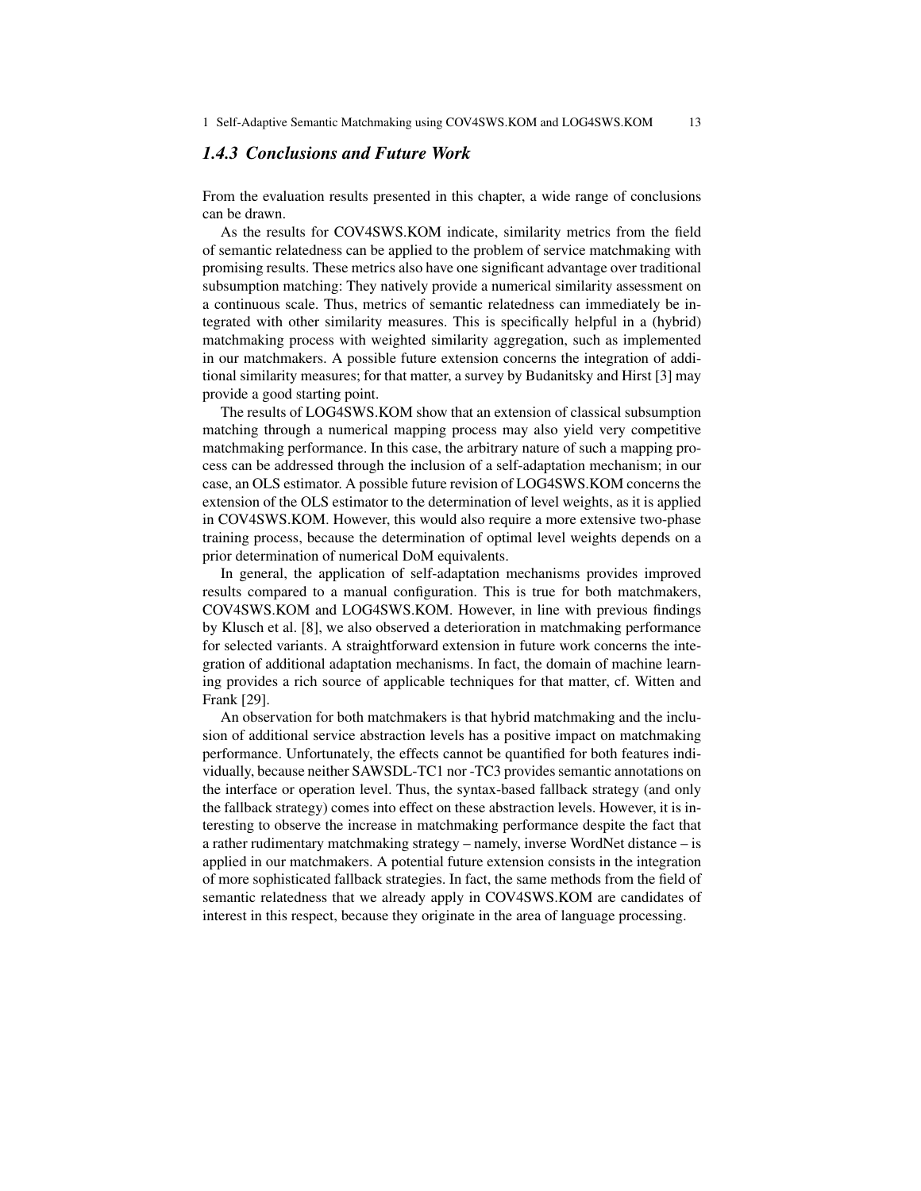### *1.4.3 Conclusions and Future Work*

From the evaluation results presented in this chapter, a wide range of conclusions can be drawn.

As the results for COV4SWS.KOM indicate, similarity metrics from the field of semantic relatedness can be applied to the problem of service matchmaking with promising results. These metrics also have one significant advantage over traditional subsumption matching: They natively provide a numerical similarity assessment on a continuous scale. Thus, metrics of semantic relatedness can immediately be integrated with other similarity measures. This is specifically helpful in a (hybrid) matchmaking process with weighted similarity aggregation, such as implemented in our matchmakers. A possible future extension concerns the integration of additional similarity measures; for that matter, a survey by Budanitsky and Hirst [3] may provide a good starting point.

The results of LOG4SWS.KOM show that an extension of classical subsumption matching through a numerical mapping process may also yield very competitive matchmaking performance. In this case, the arbitrary nature of such a mapping process can be addressed through the inclusion of a self-adaptation mechanism; in our case, an OLS estimator. A possible future revision of LOG4SWS.KOM concerns the extension of the OLS estimator to the determination of level weights, as it is applied in COV4SWS.KOM. However, this would also require a more extensive two-phase training process, because the determination of optimal level weights depends on a prior determination of numerical DoM equivalents.

In general, the application of self-adaptation mechanisms provides improved results compared to a manual configuration. This is true for both matchmakers, COV4SWS.KOM and LOG4SWS.KOM. However, in line with previous findings by Klusch et al. [8], we also observed a deterioration in matchmaking performance for selected variants. A straightforward extension in future work concerns the integration of additional adaptation mechanisms. In fact, the domain of machine learning provides a rich source of applicable techniques for that matter, cf. Witten and Frank [29].

An observation for both matchmakers is that hybrid matchmaking and the inclusion of additional service abstraction levels has a positive impact on matchmaking performance. Unfortunately, the effects cannot be quantified for both features individually, because neither SAWSDL-TC1 nor -TC3 provides semantic annotations on the interface or operation level. Thus, the syntax-based fallback strategy (and only the fallback strategy) comes into effect on these abstraction levels. However, it is interesting to observe the increase in matchmaking performance despite the fact that a rather rudimentary matchmaking strategy – namely, inverse WordNet distance – is applied in our matchmakers. A potential future extension consists in the integration of more sophisticated fallback strategies. In fact, the same methods from the field of semantic relatedness that we already apply in COV4SWS.KOM are candidates of interest in this respect, because they originate in the area of language processing.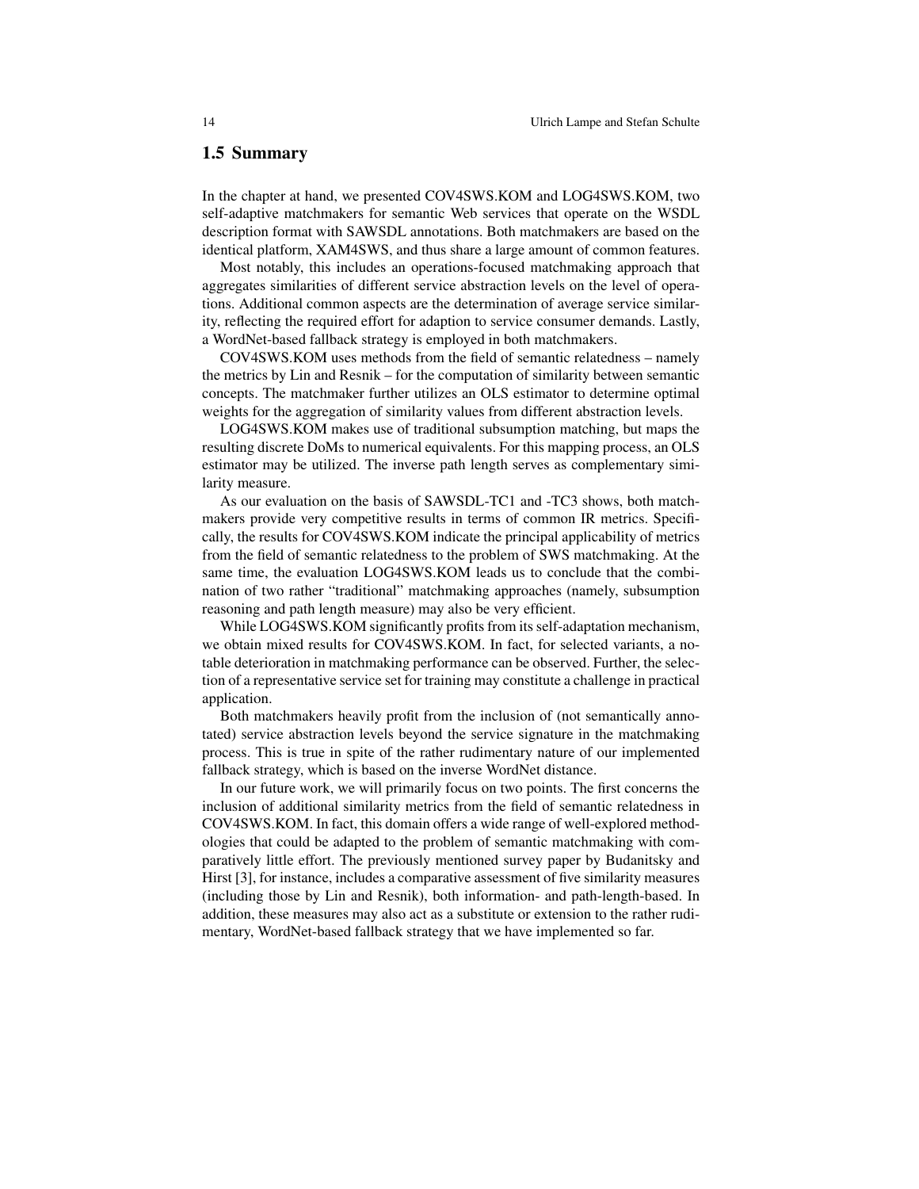## 1.5 Summary

In the chapter at hand, we presented COV4SWS.KOM and LOG4SWS.KOM, two self-adaptive matchmakers for semantic Web services that operate on the WSDL description format with SAWSDL annotations. Both matchmakers are based on the identical platform, XAM4SWS, and thus share a large amount of common features.

Most notably, this includes an operations-focused matchmaking approach that aggregates similarities of different service abstraction levels on the level of operations. Additional common aspects are the determination of average service similarity, reflecting the required effort for adaption to service consumer demands. Lastly, a WordNet-based fallback strategy is employed in both matchmakers.

COV4SWS.KOM uses methods from the field of semantic relatedness – namely the metrics by Lin and Resnik – for the computation of similarity between semantic concepts. The matchmaker further utilizes an OLS estimator to determine optimal weights for the aggregation of similarity values from different abstraction levels.

LOG4SWS.KOM makes use of traditional subsumption matching, but maps the resulting discrete DoMs to numerical equivalents. For this mapping process, an OLS estimator may be utilized. The inverse path length serves as complementary similarity measure.

As our evaluation on the basis of SAWSDL-TC1 and -TC3 shows, both matchmakers provide very competitive results in terms of common IR metrics. Specifically, the results for COV4SWS.KOM indicate the principal applicability of metrics from the field of semantic relatedness to the problem of SWS matchmaking. At the same time, the evaluation LOG4SWS.KOM leads us to conclude that the combination of two rather "traditional" matchmaking approaches (namely, subsumption reasoning and path length measure) may also be very efficient.

While LOG4SWS.KOM significantly profits from its self-adaptation mechanism, we obtain mixed results for COV4SWS.KOM. In fact, for selected variants, a notable deterioration in matchmaking performance can be observed. Further, the selection of a representative service set for training may constitute a challenge in practical application.

Both matchmakers heavily profit from the inclusion of (not semantically annotated) service abstraction levels beyond the service signature in the matchmaking process. This is true in spite of the rather rudimentary nature of our implemented fallback strategy, which is based on the inverse WordNet distance.

In our future work, we will primarily focus on two points. The first concerns the inclusion of additional similarity metrics from the field of semantic relatedness in COV4SWS.KOM. In fact, this domain offers a wide range of well-explored methodologies that could be adapted to the problem of semantic matchmaking with comparatively little effort. The previously mentioned survey paper by Budanitsky and Hirst [3], for instance, includes a comparative assessment of five similarity measures (including those by Lin and Resnik), both information- and path-length-based. In addition, these measures may also act as a substitute or extension to the rather rudimentary, WordNet-based fallback strategy that we have implemented so far.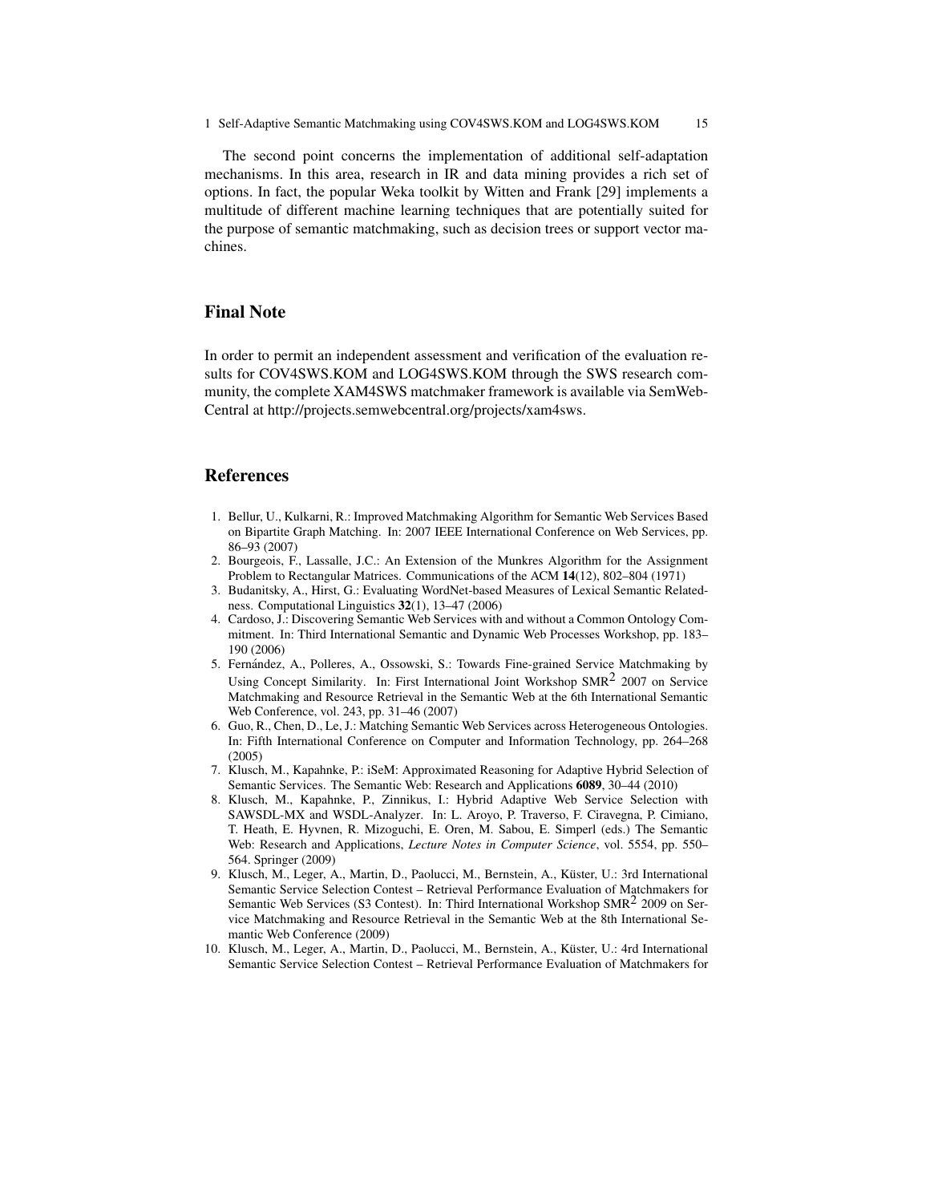The second point concerns the implementation of additional self-adaptation mechanisms. In this area, research in IR and data mining provides a rich set of options. In fact, the popular Weka toolkit by Witten and Frank [29] implements a multitude of different machine learning techniques that are potentially suited for the purpose of semantic matchmaking, such as decision trees or support vector machines.

## Final Note

In order to permit an independent assessment and verification of the evaluation results for COV4SWS.KOM and LOG4SWS.KOM through the SWS research community, the complete XAM4SWS matchmaker framework is available via SemWebCentral at http://projects.semwebcentral.org/projects/xam4sws.

## References

1. Bellur, U., Kulkarni, R.: Improved Matchmaking Algorithm for Semantic Web Services Based on Bipartite Graph Matching. In: 2007 IEEE International Conference on Web Services, pp. 86–93 (2007)
2. Bourgeois, F., Lassalle, J.C.: An Extension of the Munkres Algorithm for the Assignment Problem to Rectangular Matrices. Communications of the ACM **14**(12), 802–804 (1971)
3. Budanitsky, A., Hirst, G.: Evaluating WordNet-based Measures of Lexical Semantic Relatedness. Computational Linguistics **32**(1), 13–47 (2006)
4. Cardoso, J.: Discovering Semantic Web Services with and without a Common Ontology Commitment. In: Third International Semantic and Dynamic Web Processes Workshop, pp. 183–190 (2006)
5. Fernández, A., Polleres, A., Ossowski, S.: Towards Fine-grained Service Matchmaking by Using Concept Similarity. In: First International Joint Workshop SMR$^2$ 2007 on Service Matchmaking and Resource Retrieval in the Semantic Web at the 6th International Semantic Web Conference, vol. 243, pp. 31–46 (2007)
6. Guo, R., Chen, D., Le, J.: Matching Semantic Web Services across Heterogeneous Ontologies. In: Fifth International Conference on Computer and Information Technology, pp. 264–268 (2005)
7. Klusch, M., Kapahnke, P.: iSeM: Approximated Reasoning for Adaptive Hybrid Selection of Semantic Services. The Semantic Web: Research and Applications **6089**, 30–44 (2010)
8. Klusch, M., Kapahnke, P., Zinnikus, I.: Hybrid Adaptive Web Service Selection with SAWSDL-MX and WSDL-Analyzer. In: L. Aroyo, P. Traverso, F. Ciravegna, P. Cimiano, T. Heath, E. Hyvnen, R. Mizoguchi, E. Oren, M. Sabou, E. Simperl (eds.) The Semantic Web: Research and Applications, *Lecture Notes in Computer Science*, vol. 5554, pp. 550–564. Springer (2009)
9. Klusch, M., Leger, A., Martin, D., Paolucci, M., Bernstein, A., Küster, U.: 3rd International Semantic Service Selection Contest – Retrieval Performance Evaluation of Matchmakers for Semantic Web Services (S3 Contest). In: Third International Workshop SMR$^2$ 2009 on Service Matchmaking and Resource Retrieval in the Semantic Web at the 8th International Semantic Web Conference (2009)
10. Klusch, M., Leger, A., Martin, D., Paolucci, M., Bernstein, A., Küster, U.: 4rd International Semantic Service Selection Contest – Retrieval Performance Evaluation of Matchmakers for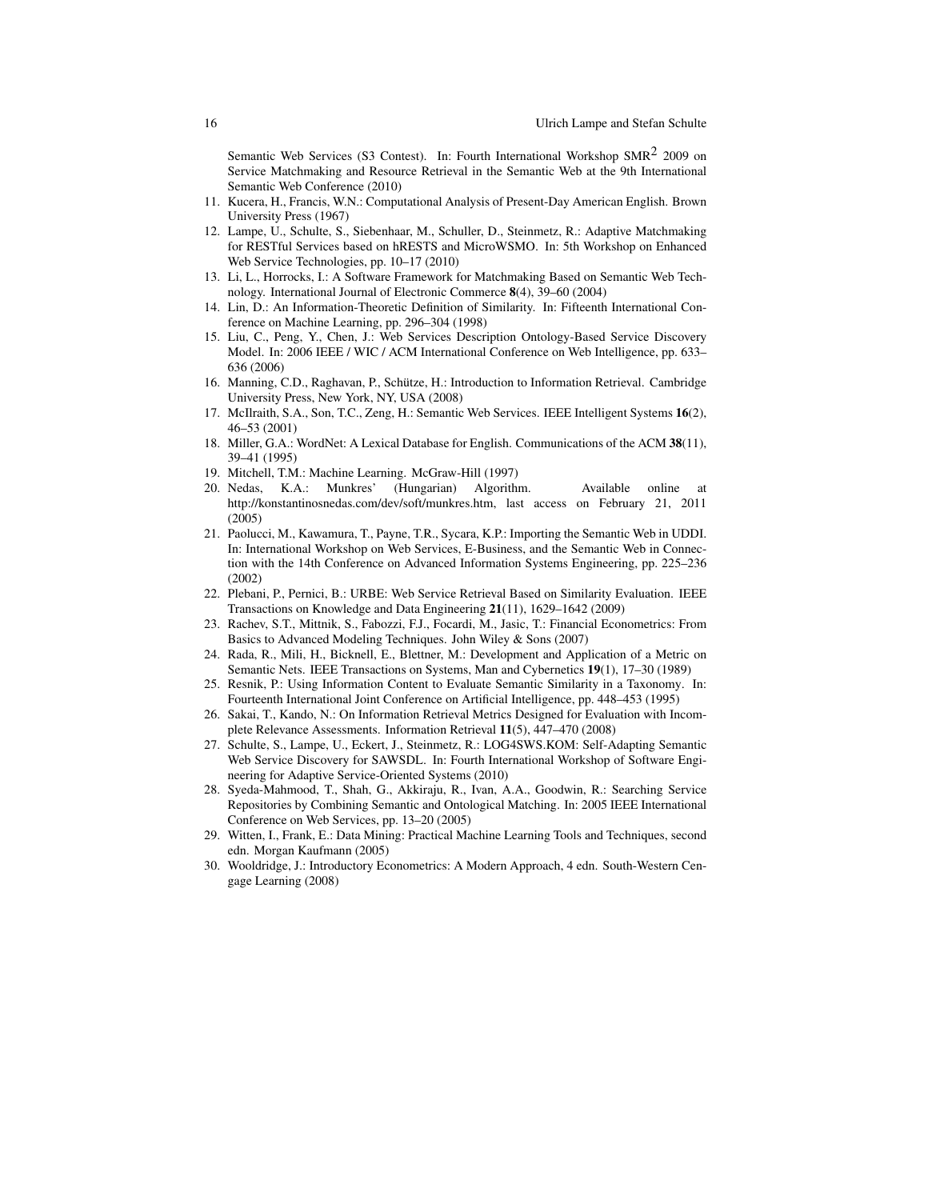Semantic Web Services (S3 Contest). In: Fourth International Workshop SMR$^2$ 2009 on Service Matchmaking and Resource Retrieval in the Semantic Web at the 9th International Semantic Web Conference (2010)

11. Kucera, H., Francis, W.N.: Computational Analysis of Present-Day American English. Brown University Press (1967)
12. Lampe, U., Schulte, S., Siebenhaar, M., Schuller, D., Steinmetz, R.: Adaptive Matchmaking for RESTful Services based on hRESTS and MicroWSMO. In: 5th Workshop on Enhanced Web Service Technologies, pp. 10–17 (2010)
13. Li, L., Horrocks, I.: A Software Framework for Matchmaking Based on Semantic Web Technology. International Journal of Electronic Commerce **8**(4), 39–60 (2004)
14. Lin, D.: An Information-Theoretic Definition of Similarity. In: Fifteenth International Conference on Machine Learning, pp. 296–304 (1998)
15. Liu, C., Peng, Y., Chen, J.: Web Services Description Ontology-Based Service Discovery Model. In: 2006 IEEE / WIC / ACM International Conference on Web Intelligence, pp. 633–636 (2006)
16. Manning, C.D., Raghavan, P., Schütze, H.: Introduction to Information Retrieval. Cambridge University Press, New York, NY, USA (2008)
17. McIlraith, S.A., Son, T.C., Zeng, H.: Semantic Web Services. IEEE Intelligent Systems **16**(2), 46–53 (2001)
18. Miller, G.A.: WordNet: A Lexical Database for English. Communications of the ACM **38**(11), 39–41 (1995)
19. Mitchell, T.M.: Machine Learning. McGraw-Hill (1997)
20. Nedas, K.A.: Munkres' (Hungarian) Algorithm. Available online at http://konstantinosnedas.com/dev/soft/munkres.htm, last access on February 21, 2011 (2005)
21. Paolucci, M., Kawamura, T., Payne, T.R., Sycara, K.P.: Importing the Semantic Web in UDDI. In: International Workshop on Web Services, E-Business, and the Semantic Web in Connection with the 14th Conference on Advanced Information Systems Engineering, pp. 225–236 (2002)
22. Plebani, P., Pernici, B.: URBE: Web Service Retrieval Based on Similarity Evaluation. IEEE Transactions on Knowledge and Data Engineering **21**(11), 1629–1642 (2009)
23. Rachev, S.T., Mittnik, S., Fabozzi, F.J., Focardi, M., Jasic, T.: Financial Econometrics: From Basics to Advanced Modeling Techniques. John Wiley & Sons (2007)
24. Rada, R., Mili, H., Bicknell, E., Blettner, M.: Development and Application of a Metric on Semantic Nets. IEEE Transactions on Systems, Man and Cybernetics **19**(1), 17–30 (1989)
25. Resnik, P.: Using Information Content to Evaluate Semantic Similarity in a Taxonomy. In: Fourteenth International Joint Conference on Artificial Intelligence, pp. 448–453 (1995)
26. Sakai, T., Kando, N.: On Information Retrieval Metrics Designed for Evaluation with Incomplete Relevance Assessments. Information Retrieval **11**(5), 447–470 (2008)
27. Schulte, S., Lampe, U., Eckert, J., Steinmetz, R.: LOG4SWS.KOM: Self-Adapting Semantic Web Service Discovery for SAWSDL. In: Fourth International Workshop of Software Engineering for Adaptive Service-Oriented Systems (2010)
28. Syeda-Mahmood, T., Shah, G., Akkiraju, R., Ivan, A.A., Goodwin, R.: Searching Service Repositories by Combining Semantic and Ontological Matching. In: 2005 IEEE International Conference on Web Services, pp. 13–20 (2005)
29. Witten, I., Frank, E.: Data Mining: Practical Machine Learning Tools and Techniques, second edn. Morgan Kaufmann (2005)
30. Wooldridge, J.: Introductory Econometrics: A Modern Approach, 4 edn. South-Western Cengage Learning (2008)